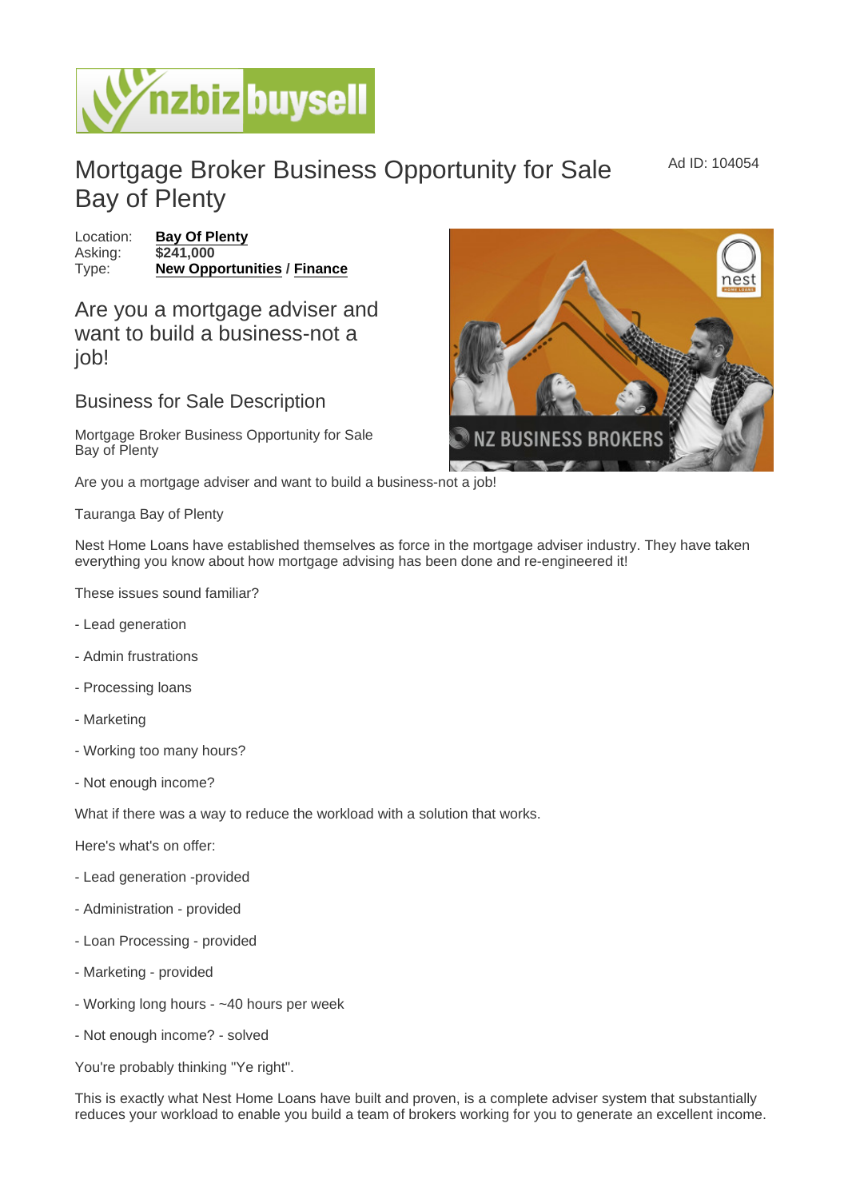# Mortgage Broker Business Opportunity for Sale Bay of Plenty

Ad ID: 104054

Location: **Bay Of Plenty**
Asking: **$241,000**
Type: **New Opportunities** / **Finance**

## Are you a mortgage adviser and want to build a business-not a job!

### Business for Sale Description

Mortgage Broker Business Opportunity for Sale Bay of Plenty

Are you a mortgage adviser and want to build a business-not a job!

Tauranga Bay of Plenty

Nest Home Loans have established themselves as force in the mortgage adviser industry. They have taken everything you know about how mortgage advising has been done and re-engineered it!

These issues sound familiar?

- Lead generation

- Admin frustrations

- Processing loans

- Marketing

- Working too many hours?

- Not enough income?

What if there was a way to reduce the workload with a solution that works.

Here's what's on offer:

- Lead generation -provided

- Administration - provided

- Loan Processing - provided

- Marketing - provided

- Working long hours - ~40 hours per week

- Not enough income? - solved

You're probably thinking "Ye right".

This is exactly what Nest Home Loans have built and proven, is a complete adviser system that substantially reduces your workload to enable you build a team of brokers working for you to generate an excellent income.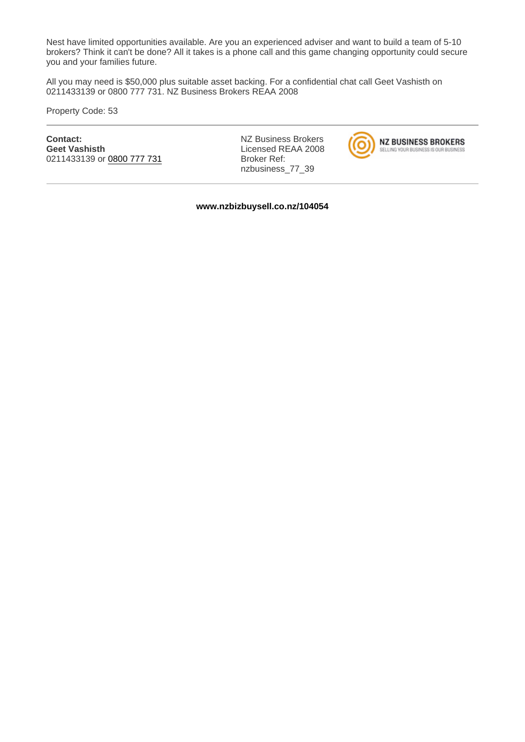Nest have limited opportunities available. Are you an experienced adviser and want to build a team of 5-10 brokers? Think it can't be done? All it takes is a phone call and this game changing opportunity could secure you and your families future.

All you may need is $50,000 plus suitable asset backing. For a confidential chat call Geet Vashisth on 0211433139 or 0800 777 731. NZ Business Brokers REAA 2008

Property Code: 53

---

**Contact:**
**Geet Vashisth**
0211433139 or 0800 777 731

NZ Business Brokers
Licensed REAA 2008
Broker Ref:
nzbusiness_77_39

NZ BUSINESS BROKERS
SELLING YOUR BUSINESS IS OUR BUSINESS

---

**www.nzbizbuysell.co.nz/104054**